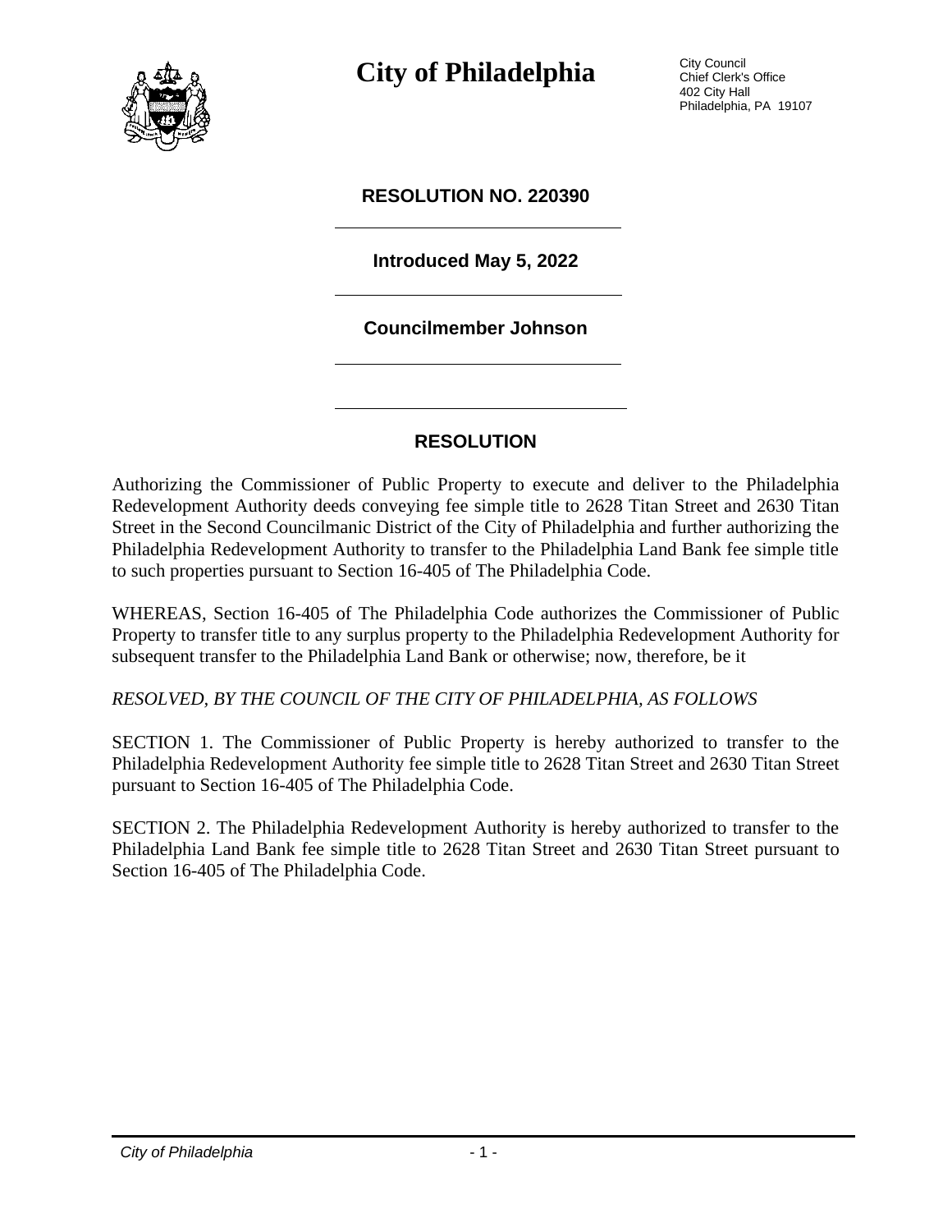# City of Philadelphia

City Council
Chief Clerk's Office
402 City Hall
Philadelphia, PA 19107

## RESOLUTION NO. 220390

**Introduced May 5, 2022**

**Councilmember Johnson**

## RESOLUTION

Authorizing the Commissioner of Public Property to execute and deliver to the Philadelphia Redevelopment Authority deeds conveying fee simple title to 2628 Titan Street and 2630 Titan Street in the Second Councilmanic District of the City of Philadelphia and further authorizing the Philadelphia Redevelopment Authority to transfer to the Philadelphia Land Bank fee simple title to such properties pursuant to Section 16-405 of The Philadelphia Code.

WHEREAS, Section 16-405 of The Philadelphia Code authorizes the Commissioner of Public Property to transfer title to any surplus property to the Philadelphia Redevelopment Authority for subsequent transfer to the Philadelphia Land Bank or otherwise; now, therefore, be it

*RESOLVED, BY THE COUNCIL OF THE CITY OF PHILADELPHIA, AS FOLLOWS*

SECTION 1. The Commissioner of Public Property is hereby authorized to transfer to the Philadelphia Redevelopment Authority fee simple title to 2628 Titan Street and 2630 Titan Street pursuant to Section 16-405 of The Philadelphia Code.

SECTION 2. The Philadelphia Redevelopment Authority is hereby authorized to transfer to the Philadelphia Land Bank fee simple title to 2628 Titan Street and 2630 Titan Street pursuant to Section 16-405 of The Philadelphia Code.